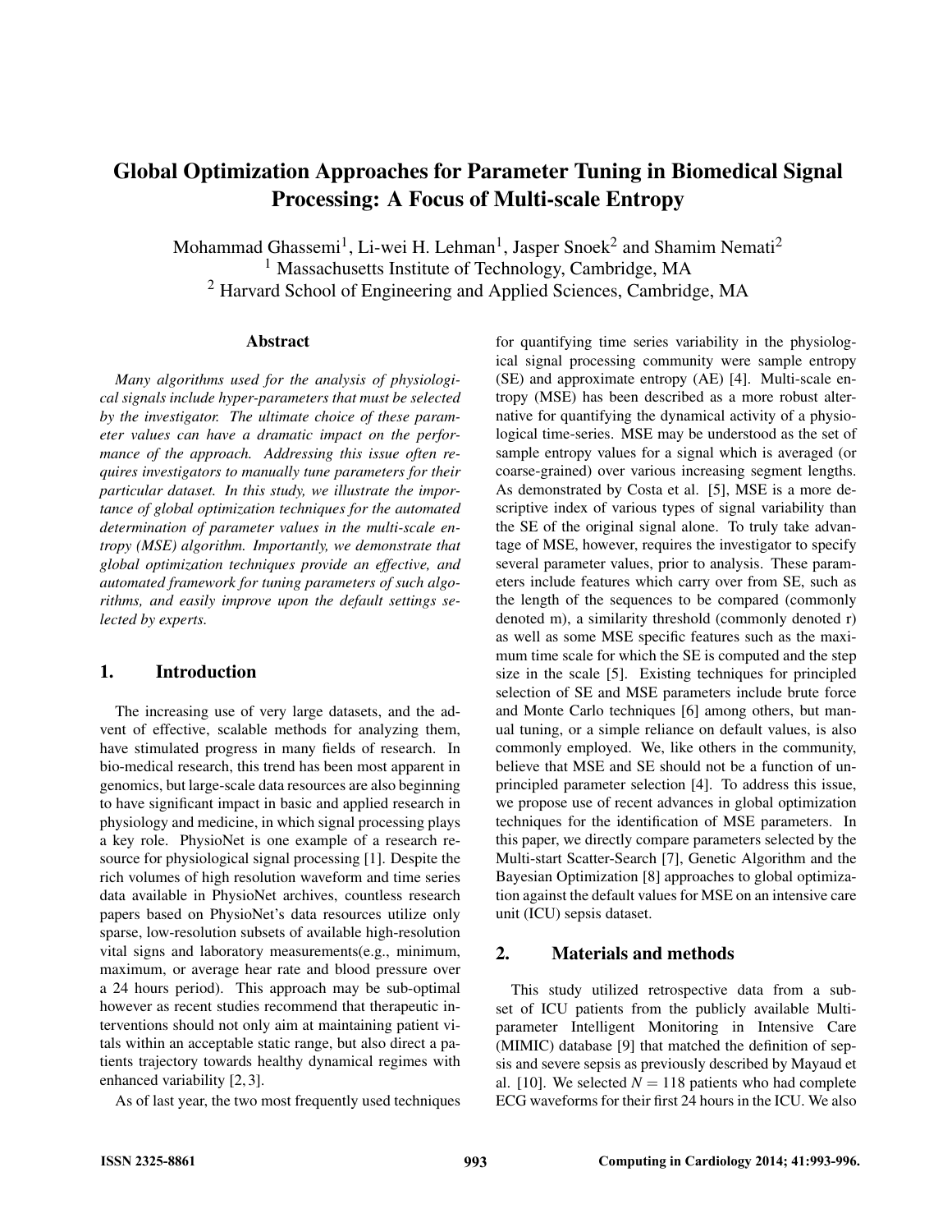# Global Optimization Approaches for Parameter Tuning in Biomedical Signal Processing: A Focus of Multi-scale Entropy

Mohammad Ghassemi[1], Li-wei H. Lehman[1], Jasper Snoek[2] and Shamim Nemati[2]
[1] Massachusetts Institute of Technology, Cambridge, MA
[2] Harvard School of Engineering and Applied Sciences, Cambridge, MA

## Abstract

*Many algorithms used for the analysis of physiological signals include hyper-parameters that must be selected by the investigator. The ultimate choice of these parameter values can have a dramatic impact on the performance of the approach. Addressing this issue often requires investigators to manually tune parameters for their particular dataset. In this study, we illustrate the importance of global optimization techniques for the automated determination of parameter values in the multi-scale entropy (MSE) algorithm. Importantly, we demonstrate that global optimization techniques provide an effective, and automated framework for tuning parameters of such algorithms, and easily improve upon the default settings selected by experts.*

## 1. Introduction

The increasing use of very large datasets, and the advent of effective, scalable methods for analyzing them, have stimulated progress in many fields of research. In bio-medical research, this trend has been most apparent in genomics, but large-scale data resources are also beginning to have significant impact in basic and applied research in physiology and medicine, in which signal processing plays a key role. PhysioNet is one example of a research resource for physiological signal processing [1]. Despite the rich volumes of high resolution waveform and time series data available in PhysioNet archives, countless research papers based on PhysioNet's data resources utilize only sparse, low-resolution subsets of available high-resolution vital signs and laboratory measurements(e.g., minimum, maximum, or average heart rate and blood pressure over a 24 hours period). This approach may be sub-optimal however as recent studies recommend that therapeutic interventions should not only aim at maintaining patient vitals within an acceptable static range, but also direct a patients trajectory towards healthy dynamical regimes with enhanced variability [2, 3].

As of last year, the two most frequently used techniques for quantifying time series variability in the physiological signal processing community were sample entropy (SE) and approximate entropy (AE) [4]. Multi-scale entropy (MSE) has been described as a more robust alternative for quantifying the dynamical activity of a physiological time-series. MSE may be understood as the set of sample entropy values for a signal which is averaged (or coarse-grained) over various increasing segment lengths. As demonstrated by Costa et al. [5], MSE is a more descriptive index of various types of signal variability than the SE of the original signal alone. To truly take advantage of MSE, however, requires the investigator to specify several parameter values, prior to analysis. These parameters include features which carry over from SE, such as the length of the sequences to be compared (commonly denoted m), a similarity threshold (commonly denoted r) as well as some MSE specific features such as the maximum time scale for which the SE is computed and the step size in the scale [5]. Existing techniques for principled selection of SE and MSE parameters include brute force and Monte Carlo techniques [6] among others, but manual tuning, or a simple reliance on default values, is also commonly employed. We, like others in the community, believe that MSE and SE should not be a function of unprincipled parameter selection [4]. To address this issue, we propose use of recent advances in global optimization techniques for the identification of MSE parameters. In this paper, we directly compare parameters selected by the Multi-start Scatter-Search [7], Genetic Algorithm and the Bayesian Optimization [8] approaches to global optimization against the default values for MSE on an intensive care unit (ICU) sepsis dataset.

## 2. Materials and methods

This study utilized retrospective data from a subset of ICU patients from the publicly available Multi-parameter Intelligent Monitoring in Intensive Care (MIMIC) database [9] that matched the definition of sepsis and severe sepsis as previously described by Mayaud et al. [10]. We selected $N = 118$ patients who had complete ECG waveforms for their first 24 hours in the ICU. We also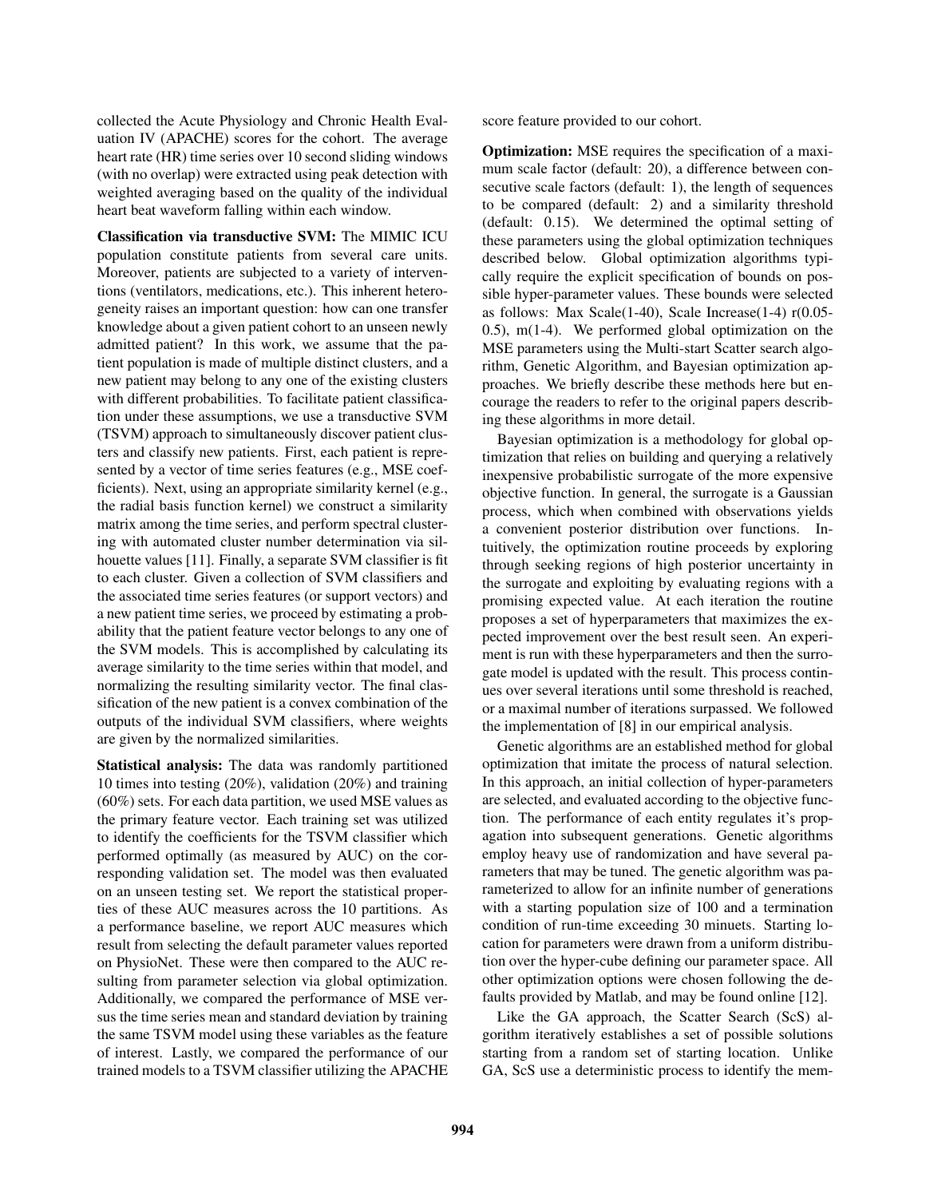collected the Acute Physiology and Chronic Health Evaluation IV (APACHE) scores for the cohort. The average heart rate (HR) time series over 10 second sliding windows (with no overlap) were extracted using peak detection with weighted averaging based on the quality of the individual heart beat waveform falling within each window.

**Classification via transductive SVM:** The MIMIC ICU population constitute patients from several care units. Moreover, patients are subjected to a variety of interventions (ventilators, medications, etc.). This inherent heterogeneity raises an important question: how can one transfer knowledge about a given patient cohort to an unseen newly admitted patient? In this work, we assume that the patient population is made of multiple distinct clusters, and a new patient may belong to any one of the existing clusters with different probabilities. To facilitate patient classification under these assumptions, we use a transductive SVM (TSVM) approach to simultaneously discover patient clusters and classify new patients. First, each patient is represented by a vector of time series features (e.g., MSE coefficients). Next, using an appropriate similarity kernel (e.g., the radial basis function kernel) we construct a similarity matrix among the time series, and perform spectral clustering with automated cluster number determination via silhouette values [11]. Finally, a separate SVM classifier is fit to each cluster. Given a collection of SVM classifiers and the associated time series features (or support vectors) and a new patient time series, we proceed by estimating a probability that the patient feature vector belongs to any one of the SVM models. This is accomplished by calculating its average similarity to the time series within that model, and normalizing the resulting similarity vector. The final classification of the new patient is a convex combination of the outputs of the individual SVM classifiers, where weights are given by the normalized similarities.

**Statistical analysis:** The data was randomly partitioned 10 times into testing (20%), validation (20%) and training (60%) sets. For each data partition, we used MSE values as the primary feature vector. Each training set was utilized to identify the coefficients for the TSVM classifier which performed optimally (as measured by AUC) on the corresponding validation set. The model was then evaluated on an unseen testing set. We report the statistical properties of these AUC measures across the 10 partitions. As a performance baseline, we report AUC measures which result from selecting the default parameter values reported on PhysioNet. These were then compared to the AUC resulting from parameter selection via global optimization. Additionally, we compared the performance of MSE versus the time series mean and standard deviation by training the same TSVM model using these variables as the feature of interest. Lastly, we compared the performance of our trained models to a TSVM classifier utilizing the APACHE score feature provided to our cohort.

**Optimization:** MSE requires the specification of a maximum scale factor (default: 20), a difference between consecutive scale factors (default: 1), the length of sequences to be compared (default: 2) and a similarity threshold (default: 0.15). We determined the optimal setting of these parameters using the global optimization techniques described below. Global optimization algorithms typically require the explicit specification of bounds on possible hyper-parameter values. These bounds were selected as follows: Max Scale(1-40), Scale Increase(1-4) r(0.05-0.5), m(1-4). We performed global optimization on the MSE parameters using the Multi-start Scatter search algorithm, Genetic Algorithm, and Bayesian optimization approaches. We briefly describe these methods here but encourage the readers to refer to the original papers describing these algorithms in more detail.

Bayesian optimization is a methodology for global optimization that relies on building and querying a relatively inexpensive probabilistic surrogate of the more expensive objective function. In general, the surrogate is a Gaussian process, which when combined with observations yields a convenient posterior distribution over functions. Intuitively, the optimization routine proceeds by exploring through seeking regions of high posterior uncertainty in the surrogate and exploiting by evaluating regions with a promising expected value. At each iteration the routine proposes a set of hyperparameters that maximizes the expected improvement over the best result seen. An experiment is run with these hyperparameters and then the surrogate model is updated with the result. This process continues over several iterations until some threshold is reached, or a maximal number of iterations surpassed. We followed the implementation of [8] in our empirical analysis.

Genetic algorithms are an established method for global optimization that imitate the process of natural selection. In this approach, an initial collection of hyper-parameters are selected, and evaluated according to the objective function. The performance of each entity regulates it's propagation into subsequent generations. Genetic algorithms employ heavy use of randomization and have several parameters that may be tuned. The genetic algorithm was parameterized to allow for an infinite number of generations with a starting population size of 100 and a termination condition of run-time exceeding 30 minuets. Starting location for parameters were drawn from a uniform distribution over the hyper-cube defining our parameter space. All other optimization options were chosen following the defaults provided by Matlab, and may be found online [12].

Like the GA approach, the Scatter Search (ScS) algorithm iteratively establishes a set of possible solutions starting from a random set of starting location. Unlike GA, ScS use a deterministic process to identify the mem-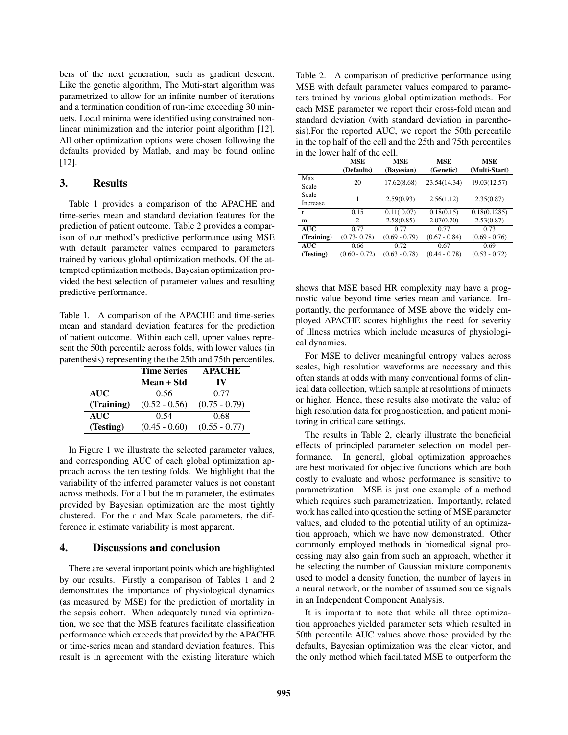bers of the next generation, such as gradient descent. Like the genetic algorithm, The Muti-start algorithm was parametrized to allow for an infinite number of iterations and a termination condition of run-time exceeding 30 minuets. Local minima were identified using constrained nonlinear minimization and the interior point algorithm [12]. All other optimization options were chosen following the defaults provided by Matlab, and may be found online [12].

## 3. Results

Table 1 provides a comparison of the APACHE and time-series mean and standard deviation features for the prediction of patient outcome. Table 2 provides a comparison of our method's predictive performance using MSE with default parameter values compared to parameters trained by various global optimization methods. Of the attempted optimization methods, Bayesian optimization provided the best selection of parameter values and resulting predictive performance.

Table 1. A comparison of the APACHE and time-series mean and standard deviation features for the prediction of patient outcome. Within each cell, upper values represent the 50th percentile across folds, with lower values (in parenthesis) representing the the 25th and 75th percentiles.

| | Time Series Mean + Std | APACHE IV |
|---|---|---|
| **AUC (Training)** | 0.56 (0.52 - 0.56) | 0.77 (0.75 - 0.79) |
| **AUC (Testing)** | 0.54 (0.45 - 0.60) | 0.68 (0.55 - 0.77) |

In Figure 1 we illustrate the selected parameter values, and corresponding AUC of each global optimization approach across the ten testing folds. We highlight that the variability of the inferred parameter values is not constant across methods. For all but the m parameter, the estimates provided by Bayesian optimization are the most tightly clustered. For the r and Max Scale parameters, the difference in estimate variability is most apparent.

## 4. Discussions and conclusion

There are several important points which are highlighted by our results. Firstly a comparison of Tables 1 and 2 demonstrates the importance of physiological dynamics (as measured by MSE) for the prediction of mortality in the sepsis cohort. When adequately tuned via optimization, we see that the MSE features facilitate classification performance which exceeds that provided by the APACHE or time-series mean and standard deviation features. This result is in agreement with the existing literature which shows that MSE based HR complexity may have a prognostic value beyond time series mean and variance. Importantly, the performance of MSE above the widely employed APACHE scores highlights the need for severity of illness metrics which include measures of physiological dynamics.

Table 2. A comparison of predictive performance using MSE with default parameter values compared to parameters trained by various global optimization methods. For each MSE parameter we report their cross-fold mean and standard deviation (with standard deviation in parenthesis).For the reported AUC, we report the 50th percentile in the top half of the cell and the 25th and 75th percentiles in the lower half of the cell.

| | MSE (Defaults) | MSE (Bayesian) | MSE (Genetic) | MSE (Multi-Start) |
|---|---|---|---|---|
| Max Scale | 20 | 17.62(8.68) | 23.54(14.34) | 19.03(12.57) |
| Scale Increase | 1 | 2.59(0.93) | 2.56(1.12) | 2.35(0.87) |
| r | 0.15 | 0.11( 0.07) | 0.18(0.15) | 0.18(0.1285) |
| m | 2 | 2.58(0.85) | 2.07(0.70) | 2.53(0.87) |
| **AUC (Training)** | 0.77 (0.73- 0.78) | 0.77 (0.69 - 0.79) | 0.77 (0.67 - 0.84) | 0.73 (0.69 - 0.76) |
| **AUC (Testing)** | 0.66 (0.60 - 0.72) | 0.72 (0.63 - 0.78) | 0.67 (0.44 - 0.78) | 0.69 (0.53 - 0.72) |

For MSE to deliver meaningful entropy values across scales, high resolution waveforms are necessary and this often stands at odds with many conventional forms of clinical data collection, which sample at resolutions of minuets or higher. Hence, these results also motivate the value of high resolution data for prognostication, and patient monitoring in critical care settings.

The results in Table 2, clearly illustrate the beneficial effects of principled parameter selection on model performance. In general, global optimization approaches are best motivated for objective functions which are both costly to evaluate and whose performance is sensitive to parametrization. MSE is just one example of a method which requires such parametrization. Importantly, related work has called into question the setting of MSE parameter values, and eluded to the potential utility of an optimization approach, which we have now demonstrated. Other commonly employed methods in biomedical signal processing may also gain from such an approach, whether it be selecting the number of Gaussian mixture components used to model a density function, the number of layers in a neural network, or the number of assumed source signals in an Independent Component Analysis.

It is important to note that while all three optimization approaches yielded parameter sets which resulted in 50th percentile AUC values above those provided by the defaults, Bayesian optimization was the clear victor, and the only method which facilitated MSE to outperform the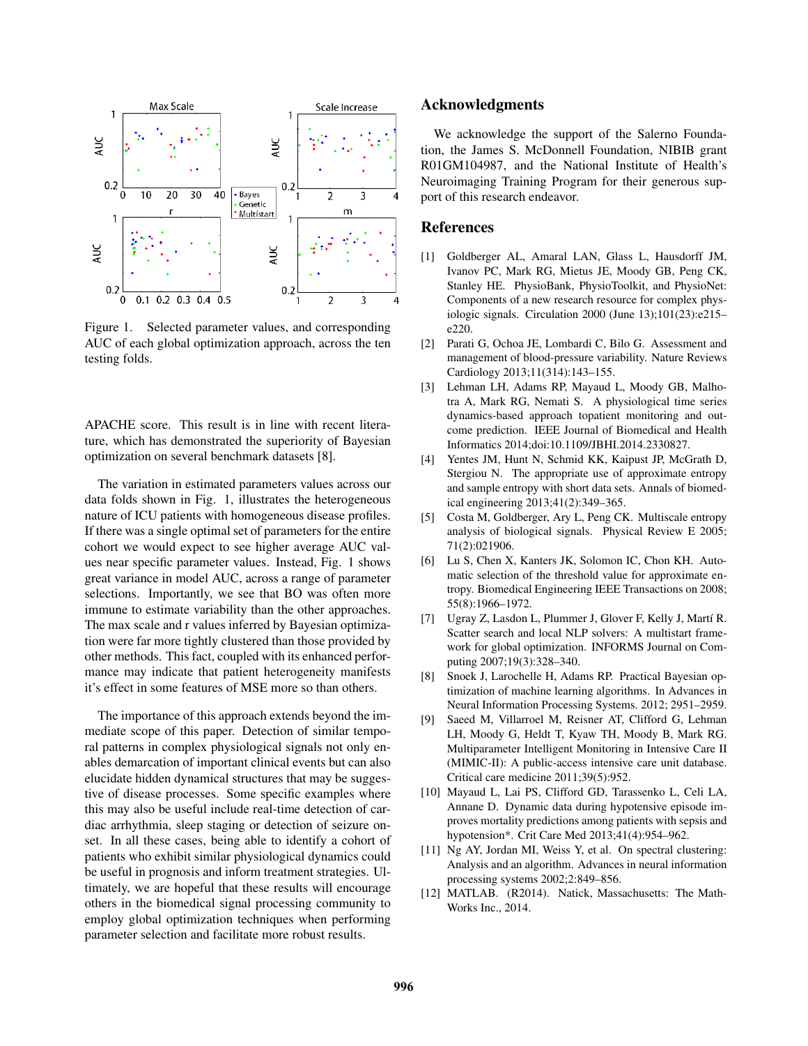Max Scale

Scale Increase

r

m

AUC

1

0.2

0 10 20 30 40

1 2 3 4

0 0.1 0.2 0.3 0.4 0.5

Bayes
Genetic
Multistart

Figure 1. Selected parameter values, and corresponding AUC of each global optimization approach, across the ten testing folds.

APACHE score. This result is in line with recent literature, which has demonstrated the superiority of Bayesian optimization on several benchmark datasets [8].

The variation in estimated parameters values across our data folds shown in Fig. 1, illustrates the heterogeneous nature of ICU patients with homogeneous disease profiles. If there was a single optimal set of parameters for the entire cohort we would expect to see higher average AUC values near specific parameter values. Instead, Fig. 1 shows great variance in model AUC, across a range of parameter selections. Importantly, we see that BO was often more immune to estimate variability than the other approaches. The max scale and r values inferred by Bayesian optimization were far more tightly clustered than those provided by other methods. This fact, coupled with its enhanced performance may indicate that patient heterogeneity manifests it's effect in some features of MSE more so than others.

The importance of this approach extends beyond the immediate scope of this paper. Detection of similar temporal patterns in complex physiological signals not only enables demarcation of important clinical events but can also elucidate hidden dynamical structures that may be suggestive of disease processes. Some specific examples where this may also be useful include real-time detection of cardiac arrhythmia, sleep staging or detection of seizure onset. In all these cases, being able to identify a cohort of patients who exhibit similar physiological dynamics could be useful in prognosis and inform treatment strategies. Ultimately, we are hopeful that these results will encourage others in the biomedical signal processing community to employ global optimization techniques when performing parameter selection and facilitate more robust results.

## Acknowledgments

We acknowledge the support of the Salerno Foundation, the James S. McDonnell Foundation, NIBIB grant R01GM104987, and the National Institute of Health's Neuroimaging Training Program for their generous support of this research endeavor.

## References

[1] Goldberger AL, Amaral LAN, Glass L, Hausdorff JM, Ivanov PC, Mark RG, Mietus JE, Moody GB, Peng CK, Stanley HE. PhysioBank, PhysioToolkit, and PhysioNet: Components of a new research resource for complex physiologic signals. Circulation 2000 (June 13);101(23):e215–e220.

[2] Parati G, Ochoa JE, Lombardi C, Bilo G. Assessment and management of blood-pressure variability. Nature Reviews Cardiology 2013;11(314):143–155.

[3] Lehman LH, Adams RP, Mayaud L, Moody GB, Malhotra A, Mark RG, Nemati S. A physiological time series dynamics-based approach topatient monitoring and outcome prediction. IEEE Journal of Biomedical and Health Informatics 2014;doi:10.1109/JBHI.2014.2330827.

[4] Yentes JM, Hunt N, Schmid KK, Kaipust JP, McGrath D, Stergiou N. The appropriate use of approximate entropy and sample entropy with short data sets. Annals of biomedical engineering 2013;41(2):349–365.

[5] Costa M, Goldberger, Ary L, Peng CK. Multiscale entropy analysis of biological signals. Physical Review E 2005; 71(2):021906.

[6] Lu S, Chen X, Kanters JK, Solomon IC, Chon KH. Automatic selection of the threshold value for approximate entropy. Biomedical Engineering IEEE Transactions on 2008; 55(8):1966–1972.

[7] Ugray Z, Lasdon L, Plummer J, Glover F, Kelly J, Martí R. Scatter search and local NLP solvers: A multistart framework for global optimization. INFORMS Journal on Computing 2007;19(3):328–340.

[8] Snoek J, Larochelle H, Adams RP. Practical Bayesian optimization of machine learning algorithms. In Advances in Neural Information Processing Systems. 2012; 2951–2959.

[9] Saeed M, Villarroel M, Reisner AT, Clifford G, Lehman LH, Moody G, Heldt T, Kyaw TH, Moody B, Mark RG. Multiparameter Intelligent Monitoring in Intensive Care II (MIMIC-II): A public-access intensive care unit database. Critical care medicine 2011;39(5):952.

[10] Mayaud L, Lai PS, Clifford GD, Tarassenko L, Celi LA, Annane D. Dynamic data during hypotensive episode improves mortality predictions among patients with sepsis and hypotension*. Crit Care Med 2013;41(4):954–962.

[11] Ng AY, Jordan MI, Weiss Y, et al. On spectral clustering: Analysis and an algorithm. Advances in neural information processing systems 2002;2:849–856.

[12] MATLAB. (R2014). Natick, Massachusetts: The MathWorks Inc., 2014.